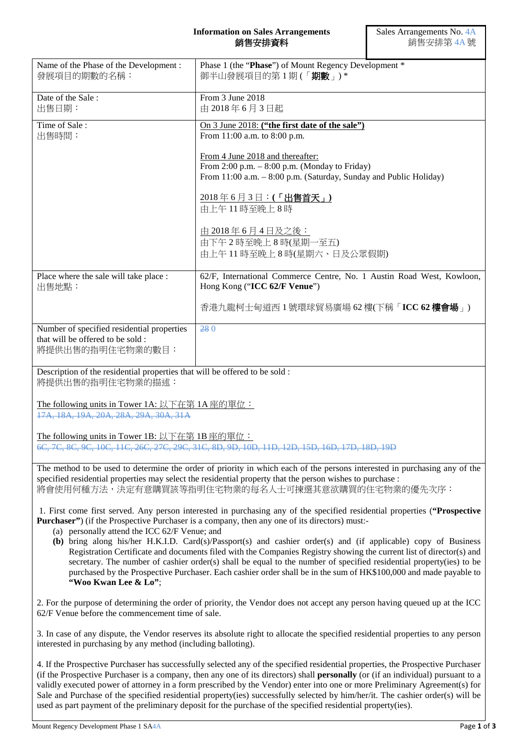**Information on Sales Arrangements**
**銷售安排資料**

Sales Arrangements No. 4A
銷售安排第 4A 號

| | |
|---|---|
| Name of the Phase of the Development :<br>發展項目的期數的名稱： | Phase 1 (the "**Phase**") of Mount Regency Development *<br>御半山發展項目的第 1 期 (「**期數**」) * |
| Date of the Sale :<br>出售日期： | From 3 June 2018<br>由 2018 年 6 月 3 日起 |
| Time of Sale :<br>出售時間： | On 3 June 2018: **("the first date of the sale")**<br>From 11:00 a.m. to 8:00 p.m.<br><br>From 4 June 2018 and thereafter:<br>From 2:00 p.m. – 8:00 p.m. (Monday to Friday)<br>From 11:00 a.m. – 8:00 p.m. (Saturday, Sunday and Public Holiday)<br><br>2018 年 6 月 3 日：**(「出售首天」)**<br>由上午 11 時至晚上 8 時<br><br>由 2018 年 6 月 4 日及之後：<br>由下午 2 時至晚上 8 時(星期一至五)<br>由上午 11 時至晚上 8 時(星期六、日及公眾假期) |
| Place where the sale will take place :<br>出售地點： | 62/F, International Commerce Centre, No. 1 Austin Road West, Kowloon, Hong Kong ("**ICC 62/F Venue**")<br><br>香港九龍柯士甸道西 1 號環球貿易廣場 62 樓(下稱「**ICC 62 樓會場**」) |
| Number of specified residential properties that will be offered to be sold :<br>將提供出售的指明住宅物業的數目： | ~~28~~ 0 |

Description of the residential properties that will be offered to be sold :
將提供出售的指明住宅物業的描述：

The following units in Tower 1A: 以下在第 1A 座的單位：
~~17A, 18A, 19A, 20A, 28A, 29A, 30A, 31A~~

The following units in Tower 1B: 以下在第 1B 座的單位：
~~6C, 7C, 8C, 9C, 10C, 11C, 26C, 27C, 29C, 31C, 8D, 9D, 10D, 11D, 12D, 15D, 16D, 17D, 18D, 19D~~

The method to be used to determine the order of priority in which each of the persons interested in purchasing any of the specified residential properties may select the residential property that the person wishes to purchase :
將會使用何種方法，決定有意購買該等指明住宅物業的每名人士可揀選其意欲購買的住宅物業的優先次序：

1. First come first served. Any person interested in purchasing any of the specified residential properties (**"Prospective Purchaser"**) (if the Prospective Purchaser is a company, then any one of its directors) must:-
   (a) personally attend the ICC 62/F Venue; and
   **(b)** bring along his/her H.K.I.D. Card(s)/Passport(s) and cashier order(s) and (if applicable) copy of Business Registration Certificate and documents filed with the Companies Registry showing the current list of director(s) and secretary. The number of cashier order(s) shall be equal to the number of specified residential property(ies) to be purchased by the Prospective Purchaser. Each cashier order shall be in the sum of HK$100,000 and made payable to **"Woo Kwan Lee & Lo"**;

2. For the purpose of determining the order of priority, the Vendor does not accept any person having queued up at the ICC 62/F Venue before the commencement time of sale.

3. In case of any dispute, the Vendor reserves its absolute right to allocate the specified residential properties to any person interested in purchasing by any method (including balloting).

4. If the Prospective Purchaser has successfully selected any of the specified residential properties, the Prospective Purchaser (if the Prospective Purchaser is a company, then any one of its directors) shall **personally** (or (if an individual) pursuant to a validly executed power of attorney in a form prescribed by the Vendor) enter into one or more Preliminary Agreement(s) for Sale and Purchase of the specified residential property(ies) successfully selected by him/her/it. The cashier order(s) will be used as part payment of the preliminary deposit for the purchase of the specified residential property(ies).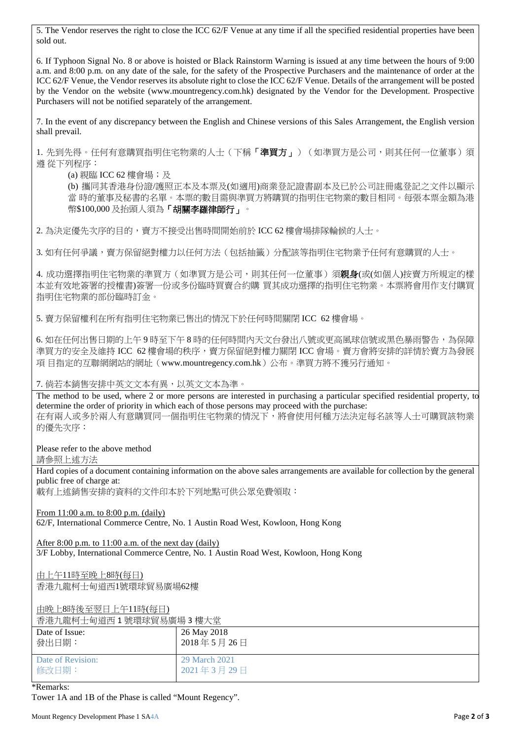5. The Vendor reserves the right to close the ICC 62/F Venue at any time if all the specified residential properties have been sold out.

6. If Typhoon Signal No. 8 or above is hoisted or Black Rainstorm Warning is issued at any time between the hours of 9:00 a.m. and 8:00 p.m. on any date of the sale, for the safety of the Prospective Purchasers and the maintenance of order at the ICC 62/F Venue, the Vendor reserves its absolute right to close the ICC 62/F Venue. Details of the arrangement will be posted by the Vendor on the website (www.mountregency.com.hk) designated by the Vendor for the Development. Prospective Purchasers will not be notified separately of the arrangement.

7. In the event of any discrepancy between the English and Chinese versions of this Sales Arrangement, the English version shall prevail.

1. 先到先得。任何有意購買指明住宅物業的人士（下稱**「準買方」**）（如準買方是公司，則其任何一位董事）須遵 從下列程序：

(a) 親臨 ICC 62 樓會場；及

(b) 攜同其香港身份證/護照正本及本票及(如適用)商業登記證書副本及已於公司註冊處登記之文件以顯示當 時的董事及秘書的名單。本票的數目需與準買方將購買的指明住宅物業的數目相同。每張本票金額為港幣$100,000 及抬頭人須為**「胡關李羅律師行」**。

2. 為決定優先次序的目的，賣方不接受出售時間開始前於 ICC 62 樓會場排隊輪候的人士。

3. 如有任何爭議，賣方保留絕對權力以任何方法（包括抽籤）分配該等指明住宅物業予任何有意購買的人士。

4. 成功選擇指明住宅物業的準買方（如準買方是公司，則其任何一位董事）須**親身**(或(如個人)按賣方所規定的樣本並有效地簽署的授權書)簽署一份或多份臨時買賣合約購 買其成功選擇的指明住宅物業。本票將會用作支付購買指明住宅物業的部份臨時訂金。

5. 賣方保留權利在所有指明住宅物業已售出的情況下於任何時間關閉 ICC 62 樓會場。

6. 如在任何出售日期的上午 9 時至下午 8 時的任何時間內天文台發出八號或更高風球信號或黑色暴雨警告，為保障準買方的安全及維持 ICC 62 樓會場的秩序，賣方保留絕對權力關閉 ICC 會場。賣方會將安排的詳情於賣方為發展項 目指定的互聯網網站的網址（www.mountregency.com.hk）公布。準買方將不獲另行通知。

7. 倘若本銷售安排中英文文本有異，以英文文本為準。

The method to be used, where 2 or more persons are interested in purchasing a particular specified residential property, to determine the order of priority in which each of those persons may proceed with the purchase:
在有兩人或多於兩人有意購買同一個指明住宅物業的情況下，將會使用何種方法決定每名該等人士可購買該物業的優先次序：

Please refer to the above method
請參照上述方法

Hard copies of a document containing information on the above sales arrangements are available for collection by the general public free of charge at:
載有上述銷售安排的資料的文件印本於下列地點可供公眾免費領取：

From 11:00 a.m. to 8:00 p.m. (daily)
62/F, International Commerce Centre, No. 1 Austin Road West, Kowloon, Hong Kong

After 8:00 p.m. to 11:00 a.m. of the next day (daily)
3/F Lobby, International Commerce Centre, No. 1 Austin Road West, Kowloon, Hong Kong

由上午11時至晚上8時(每日)
香港九龍柯士甸道西1號環球貿易廣場62樓

由晚上8時後至翌日上午11時(每日)
香港九龍柯士甸道西 1 號環球貿易廣場 3 樓大堂

| Date of Issue: 發出日期： | 26 May 2018 2018 年 5 月 26 日 |
| --- | --- |
| Date of Revision: 修改日期： | 29 March 2021 2021 年 3 月 29 日 |

*Remarks:
Tower 1A and 1B of the Phase is called "Mount Regency".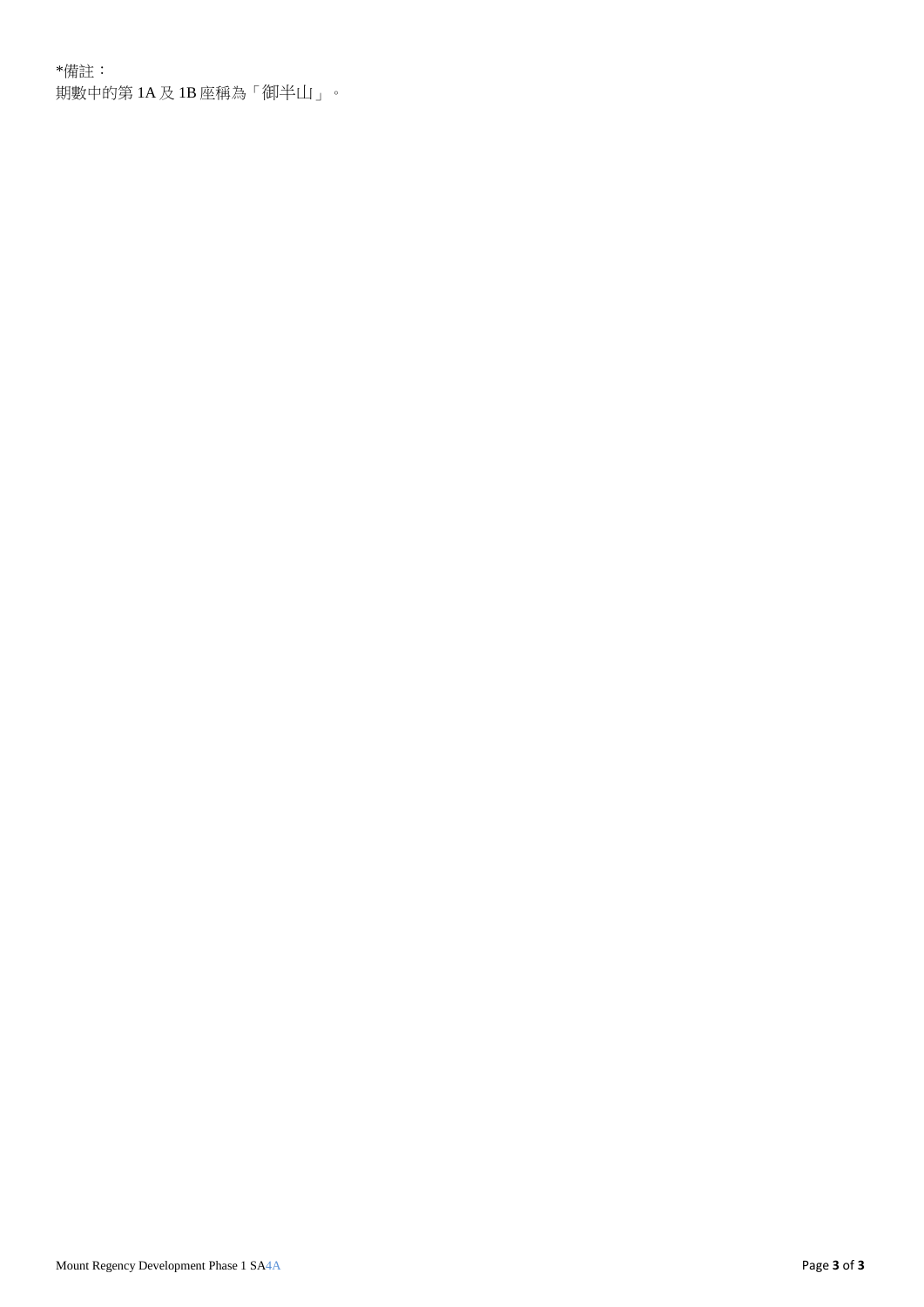*備註：
期數中的第 1A 及 1B 座稱為「御半山」。